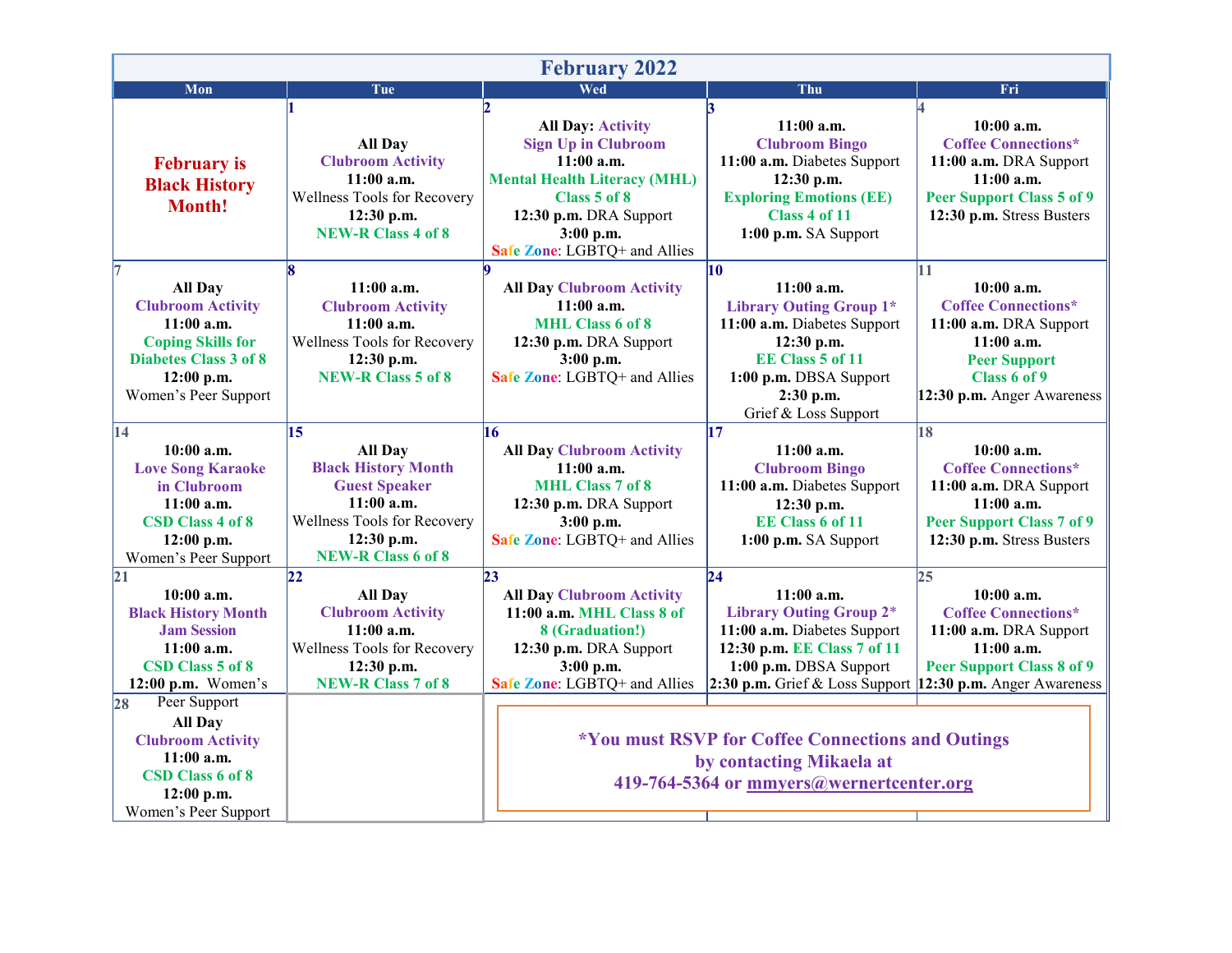# February 2022

| Mon | Tue | Wed | Thu | Fri |
|---|---|---|---|---|
| **February is Black History Month!** | **1**<br>**All Day**<br>**Clubroom Activity**<br>**11:00 a.m.**<br>Wellness Tools for Recovery<br>**12:30 p.m.**<br>**NEW-R Class 4 of 8** | **2**<br>**All Day: Activity Sign Up in Clubroom**<br>**11:00 a.m.**<br>**Mental Health Literacy (MHL) Class 5 of 8**<br>**12:30 p.m.** DRA Support<br>**3:00 p.m.**<br>**Safe Zone**: LGBTQ+ and Allies | **3**<br>**11:00 a.m.**<br>**Clubroom Bingo**<br>**11:00 a.m.** Diabetes Support<br>**12:30 p.m.**<br>**Exploring Emotions (EE) Class 4 of 11**<br>**1:00 p.m.** SA Support | **4**<br>**10:00 a.m.**<br>**Coffee Connections***<br>**11:00 a.m.** DRA Support<br>**11:00 a.m.**<br>**Peer Support Class 5 of 9**<br>**12:30 p.m.** Stress Busters |
| **7**<br>**All Day**<br>**Clubroom Activity**<br>**11:00 a.m.**<br>**Coping Skills for Diabetes Class 3 of 8**<br>**12:00 p.m.**<br>Women's Peer Support | **8**<br>**11:00 a.m.**<br>**Clubroom Activity**<br>**11:00 a.m.**<br>Wellness Tools for Recovery<br>**12:30 p.m.**<br>**NEW-R Class 5 of 8** | **9**<br>**All Day Clubroom Activity**<br>**11:00 a.m.**<br>**MHL Class 6 of 8**<br>**12:30 p.m.** DRA Support<br>**3:00 p.m.**<br>**Safe Zone**: LGBTQ+ and Allies | **10**<br>**11:00 a.m.**<br>**Library Outing Group 1***<br>**11:00 a.m.** Diabetes Support<br>**12:30 p.m.**<br>**EE Class 5 of 11**<br>**1:00 p.m.** DBSA Support<br>**2:30 p.m.**<br>Grief & Loss Support | **11**<br>**10:00 a.m.**<br>**Coffee Connections***<br>**11:00 a.m.** DRA Support<br>**11:00 a.m.**<br>**Peer Support Class 6 of 9**<br>**12:30 p.m.** Anger Awareness |
| **14**<br>**10:00 a.m.**<br>**Love Song Karaoke in Clubroom**<br>**11:00 a.m.**<br>**CSD Class 4 of 8**<br>**12:00 p.m.**<br>Women's Peer Support | **15**<br>**All Day**<br>**Black History Month Guest Speaker**<br>**11:00 a.m.**<br>Wellness Tools for Recovery<br>**12:30 p.m.**<br>**NEW-R Class 6 of 8** | **16**<br>**All Day Clubroom Activity**<br>**11:00 a.m.**<br>**MHL Class 7 of 8**<br>**12:30 p.m.** DRA Support<br>**3:00 p.m.**<br>**Safe Zone**: LGBTQ+ and Allies | **17**<br>**11:00 a.m.**<br>**Clubroom Bingo**<br>**11:00 a.m.** Diabetes Support<br>**12:30 p.m.**<br>**EE Class 6 of 11**<br>**1:00 p.m.** SA Support | **18**<br>**10:00 a.m.**<br>**Coffee Connections***<br>**11:00 a.m.** DRA Support<br>**11:00 a.m.**<br>**Peer Support Class 7 of 9**<br>**12:30 p.m.** Stress Busters |
| **21**<br>**10:00 a.m.**<br>**Black History Month Jam Session**<br>**11:00 a.m.**<br>**CSD Class 5 of 8**<br>**12:00 p.m.** Women's Peer Support | **22**<br>**All Day**<br>**Clubroom Activity**<br>**11:00 a.m.**<br>Wellness Tools for Recovery<br>**12:30 p.m.**<br>**NEW-R Class 7 of 8** | **23**<br>**All Day Clubroom Activity**<br>**11:00 a.m. MHL Class 8 of 8 (Graduation!)**<br>**12:30 p.m.** DRA Support<br>**3:00 p.m.**<br>**Safe Zone**: LGBTQ+ and Allies | **24**<br>**11:00 a.m.**<br>**Library Outing Group 2***<br>**11:00 a.m.** Diabetes Support<br>**12:30 p.m. EE Class 7 of 11**<br>**1:00 p.m.** DBSA Support<br>**2:30 p.m.** Grief & Loss Support | **25**<br>**10:00 a.m.**<br>**Coffee Connections***<br>**11:00 a.m.** DRA Support<br>**11:00 a.m.**<br>**Peer Support Class 8 of 9**<br>**12:30 p.m.** Anger Awareness |
| **28**<br>**All Day**<br>**Clubroom Activity**<br>**11:00 a.m.**<br>**CSD Class 6 of 8**<br>**12:00 p.m.**<br>Women's Peer Support | | | | |

**\*You must RSVP for Coffee Connections and Outings by contacting Mikaela at 419-764-5364 or mmyers@wernertcenter.org**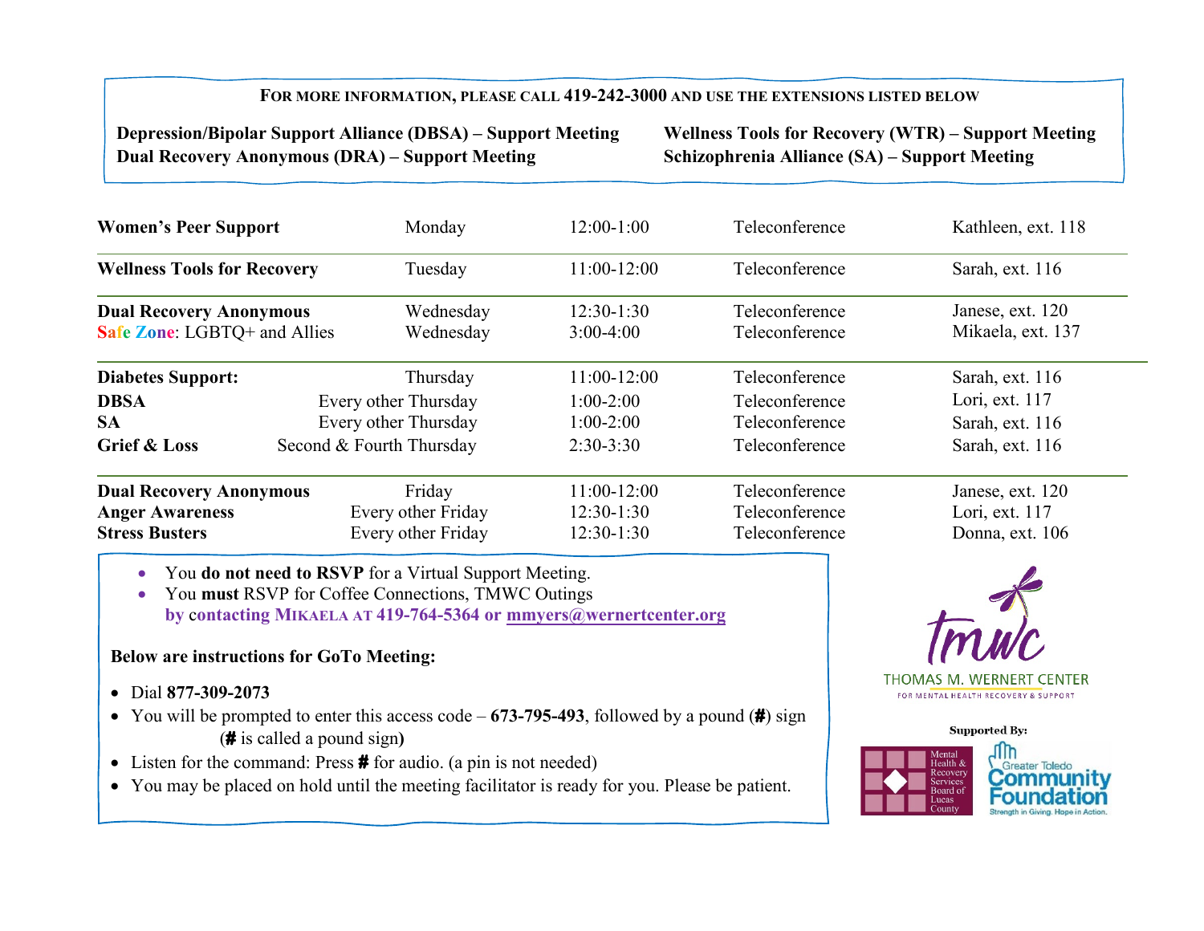**FOR MORE INFORMATION, PLEASE CALL 419-242-3000 AND USE THE EXTENSIONS LISTED BELOW**

**Depression/Bipolar Support Alliance (DBSA) – Support Meeting**
**Dual Recovery Anonymous (DRA) – Support Meeting**
**Wellness Tools for Recovery (WTR) – Support Meeting**
**Schizophrenia Alliance (SA) – Support Meeting**

| | | | | |
|---|---|---|---|---|
| **Women's Peer Support** | Monday | 12:00-1:00 | Teleconference | Kathleen, ext. 118 |
| **Wellness Tools for Recovery** | Tuesday | 11:00-12:00 | Teleconference | Sarah, ext. 116 |
| **Dual Recovery Anonymous** | Wednesday | 12:30-1:30 | Teleconference | Janese, ext. 120 |
| **Safe Zone**: LGBTQ+ and Allies | Wednesday | 3:00-4:00 | Teleconference | Mikaela, ext. 137 |
| **Diabetes Support:** | Thursday | 11:00-12:00 | Teleconference | Sarah, ext. 116 |
| **DBSA** | Every other Thursday | 1:00-2:00 | Teleconference | Lori, ext. 117 |
| **SA** | Every other Thursday | 1:00-2:00 | Teleconference | Sarah, ext. 116 |
| **Grief & Loss** | Second & Fourth Thursday | 2:30-3:30 | Teleconference | Sarah, ext. 116 |
| **Dual Recovery Anonymous** | Friday | 11:00-12:00 | Teleconference | Janese, ext. 120 |
| **Anger Awareness** | Every other Friday | 12:30-1:30 | Teleconference | Lori, ext. 117 |
| **Stress Busters** | Every other Friday | 12:30-1:30 | Teleconference | Donna, ext. 106 |

- You **do not need to RSVP** for a Virtual Support Meeting.
- You **must** RSVP for Coffee Connections, TMWC Outings **by contacting MIKAELA AT 419-764-5364 or mmyers@wernertcenter.org**

**Below are instructions for GoTo Meeting:**

- Dial **877-309-2073**
- You will be prompted to enter this access code – **673-795-493**, followed by a pound (**#**) sign (**#** is called a pound sign**)**
- Listen for the command: Press **#** for audio. (a pin is not needed)
- You may be placed on hold until the meeting facilitator is ready for you. Please be patient.

tmwc
THOMAS M. WERNERT CENTER
FOR MENTAL HEALTH RECOVERY & SUPPORT

**Supported By:**

Mental Health & Recovery Services Board of Lucas County

Greater Toledo Community Foundation
Strength in Giving. Hope in Action.